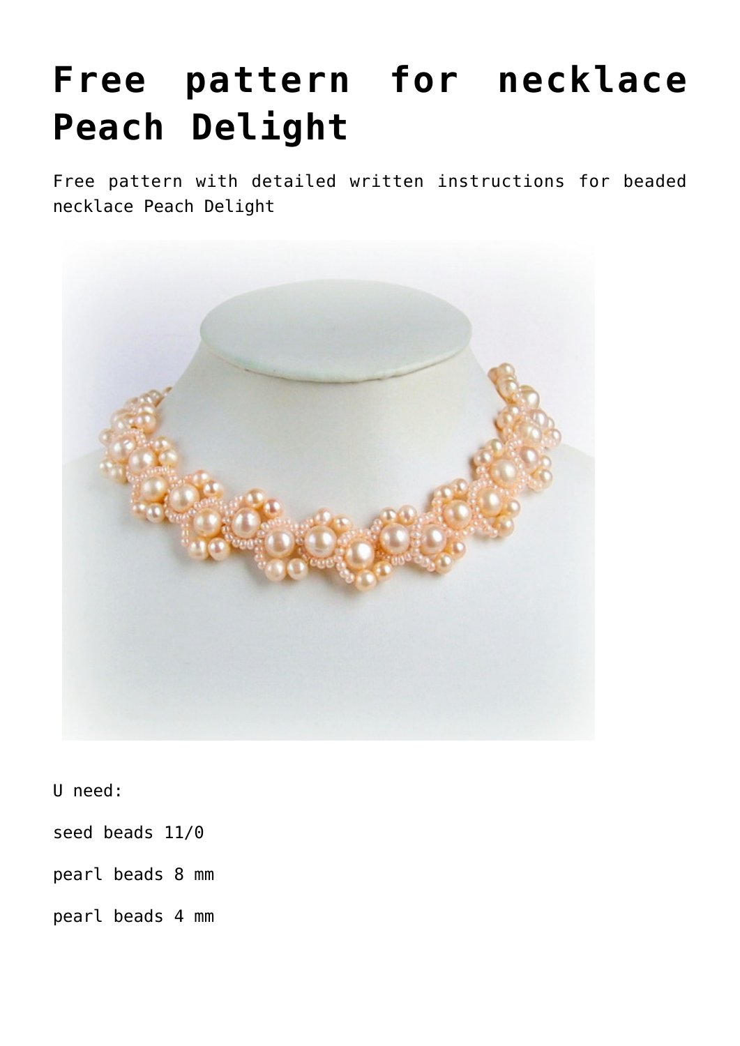# Free pattern for necklace Peach Delight

Free pattern with detailed written instructions for beaded necklace Peach Delight

U need:

seed beads 11/0

pearl beads 8 mm

pearl beads 4 mm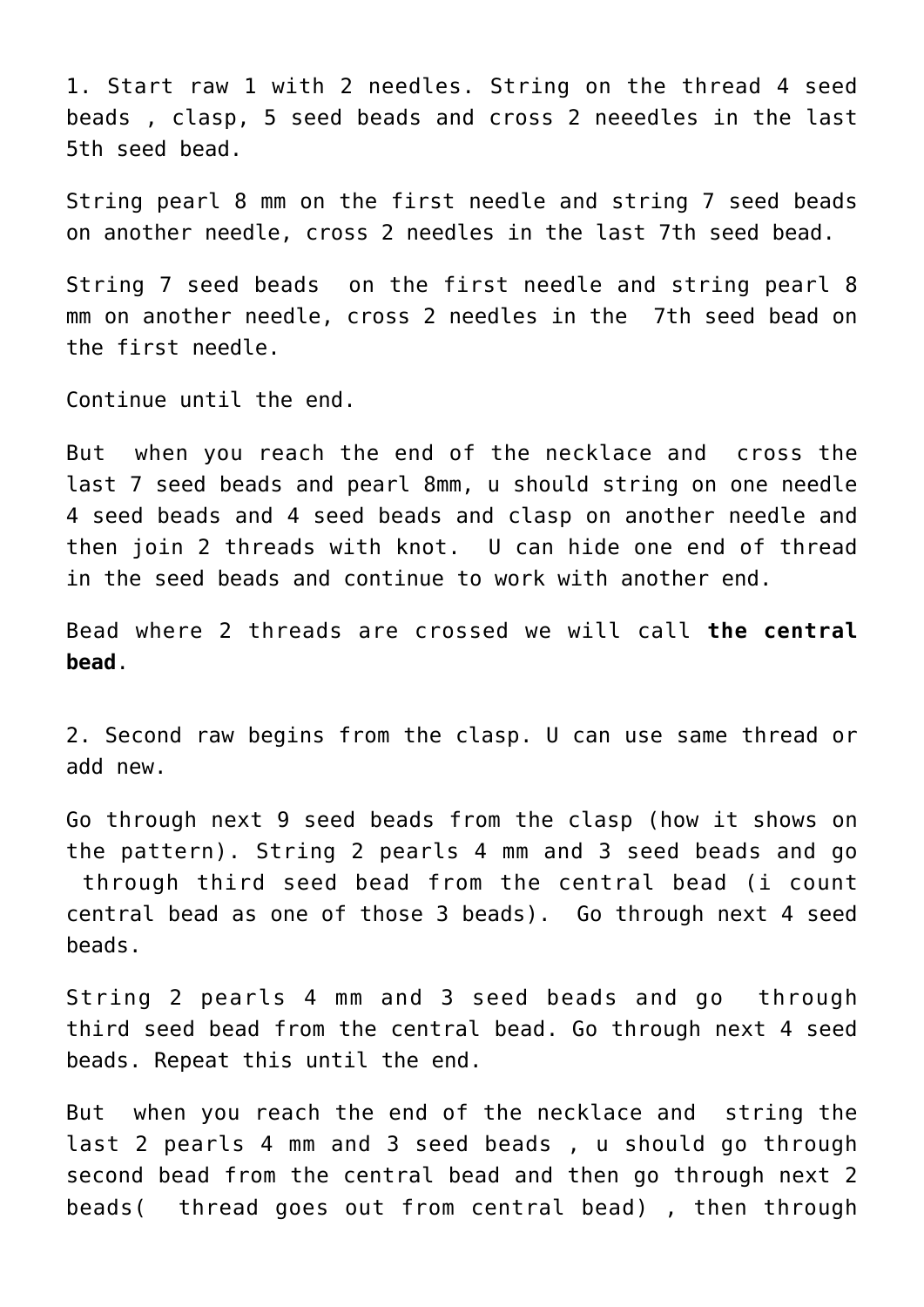1. Start raw 1 with 2 needles. String on the thread 4 seed beads , clasp, 5 seed beads and cross 2 neeedles in the last 5th seed bead.

String pearl 8 mm on the first needle and string 7 seed beads on another needle, cross 2 needles in the last 7th seed bead.

String 7 seed beads  on the first needle and string pearl 8 mm on another needle, cross 2 needles in the  7th seed bead on the first needle.

Continue until the end.

But  when you reach the end of the necklace and  cross the last 7 seed beads and pearl 8mm, u should string on one needle 4 seed beads and 4 seed beads and clasp on another needle and then join 2 threads with knot.  U can hide one end of thread in the seed beads and continue to work with another end.

Bead where 2 threads are crossed we will call **the central bead**.

2. Second raw begins from the clasp. U can use same thread or add new.

Go through next 9 seed beads from the clasp (how it shows on the pattern). String 2 pearls 4 mm and 3 seed beads and go  through third seed bead from the central bead (i count central bead as one of those 3 beads).  Go through next 4 seed beads.

String 2 pearls 4 mm and 3 seed beads and go  through third seed bead from the central bead. Go through next 4 seed beads. Repeat this until the end.

But  when you reach the end of the necklace and  string the last 2 pearls 4 mm and 3 seed beads , u should go through second bead from the central bead and then go through next 2 beads(  thread goes out from central bead) , then through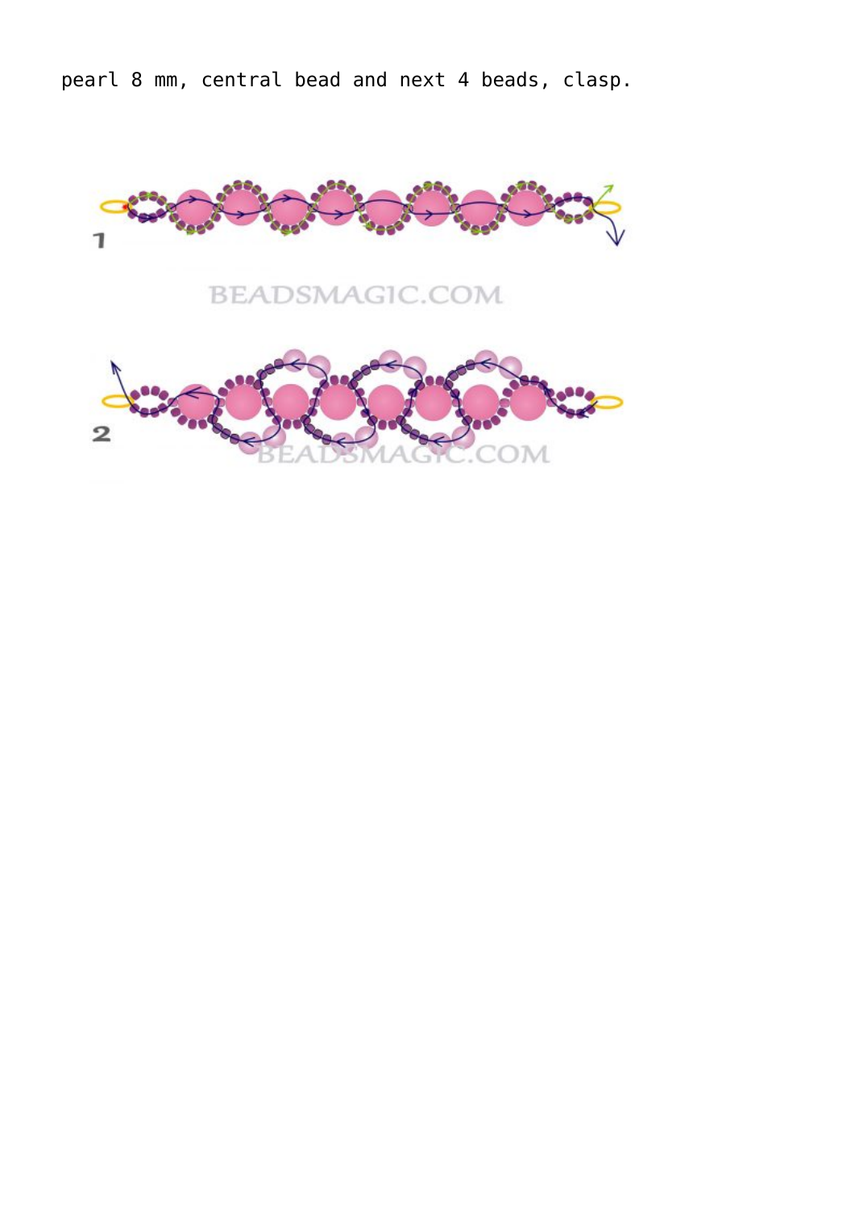pearl 8 mm, central bead and next 4 beads, clasp.

1

BEADSMAGIC.COM

2

BEADSMAGIC.COM